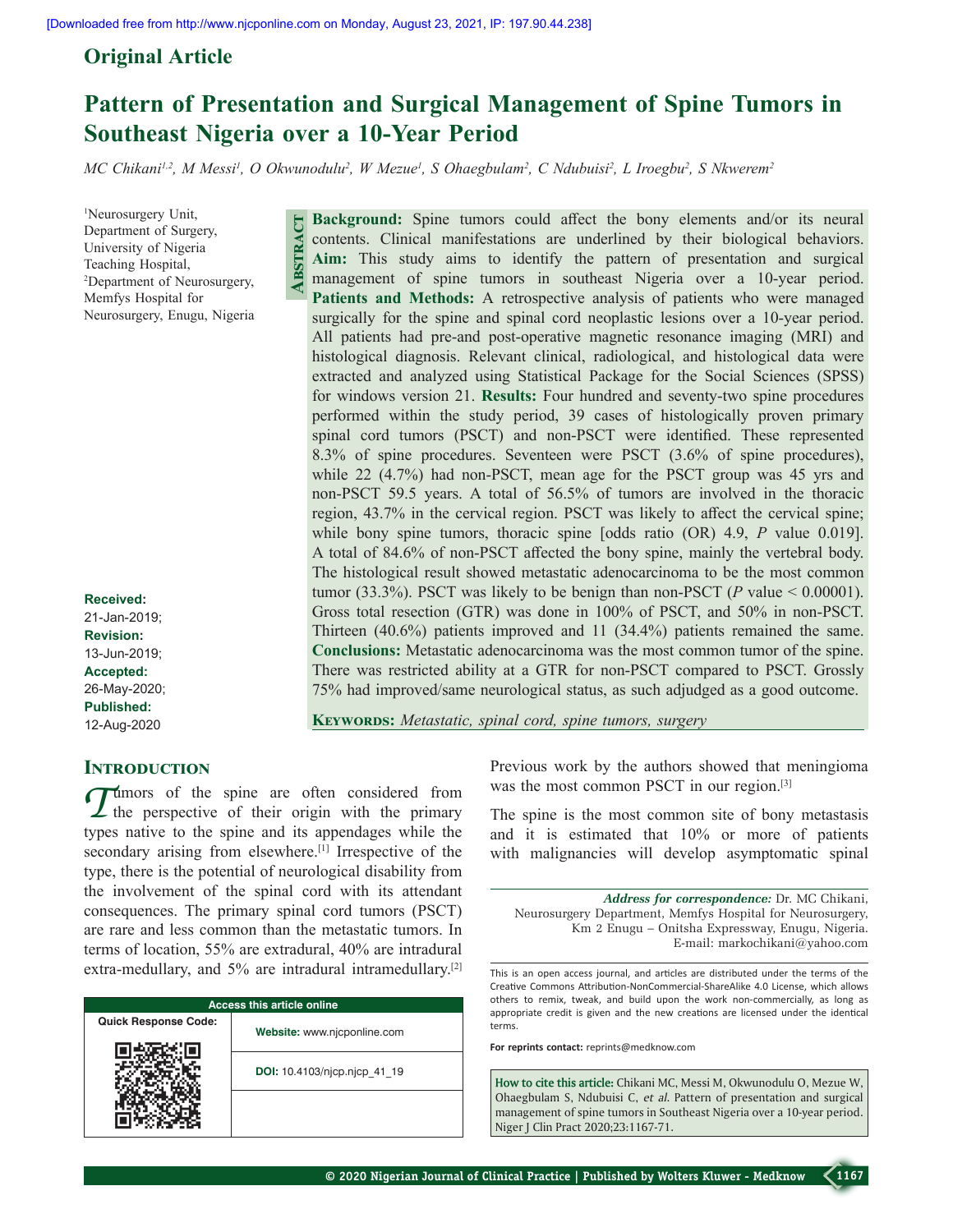Original Article

# Pattern of Presentation and Surgical Management of Spine Tumors in Southeast Nigeria over a 10-Year Period

*MC Chikani[1,2], M Messi[1], O Okwunodulu[2], W Mezue[1], S Ohaegbulam[2], C Ndubuisi[2], L Iroegbu[2], S Nkwerem[2]*

[1]Neurosurgery Unit, Department of Surgery, University of Nigeria Teaching Hospital, [2]Department of Neurosurgery, Memfys Hospital for Neurosurgery, Enugu, Nigeria

**Received:** 21-Jan-2019;
**Revision:** 13-Jun-2019;
**Accepted:** 26-May-2020;
**Published:** 12-Aug-2020

## Abstract

**Background:** Spine tumors could affect the bony elements and/or its neural contents. Clinical manifestations are underlined by their biological behaviors. **Aim:** This study aims to identify the pattern of presentation and surgical management of spine tumors in southeast Nigeria over a 10-year period. **Patients and Methods:** A retrospective analysis of patients who were managed surgically for the spine and spinal cord neoplastic lesions over a 10-year period. All patients had pre-and post-operative magnetic resonance imaging (MRI) and histological diagnosis. Relevant clinical, radiological, and histological data were extracted and analyzed using Statistical Package for the Social Sciences (SPSS) for windows version 21. **Results:** Four hundred and seventy-two spine procedures performed within the study period, 39 cases of histologically proven primary spinal cord tumors (PSCT) and non-PSCT were identified. These represented 8.3% of spine procedures. Seventeen were PSCT (3.6% of spine procedures), while 22 (4.7%) had non-PSCT, mean age for the PSCT group was 45 yrs and non-PSCT 59.5 years. A total of 56.5% of tumors are involved in the thoracic region, 43.7% in the cervical region. PSCT was likely to affect the cervical spine; while bony spine tumors, thoracic spine [odds ratio (OR) 4.9, *P* value 0.019]. A total of 84.6% of non-PSCT affected the bony spine, mainly the vertebral body. The histological result showed metastatic adenocarcinoma to be the most common tumor (33.3%). PSCT was likely to be benign than non-PSCT (*P* value < 0.00001). Gross total resection (GTR) was done in 100% of PSCT, and 50% in non-PSCT. Thirteen (40.6%) patients improved and 11 (34.4%) patients remained the same. **Conclusions:** Metastatic adenocarcinoma was the most common tumor of the spine. There was restricted ability at a GTR for non-PSCT compared to PSCT. Grossly 75% had improved/same neurological status, as such adjudged as a good outcome.

**Keywords:** *Metastatic, spinal cord, spine tumors, surgery*

## Introduction

Tumors of the spine are often considered from the perspective of their origin with the primary types native to the spine and its appendages while the secondary arising from elsewhere.[1] Irrespective of the type, there is the potential of neurological disability from the involvement of the spinal cord with its attendant consequences. The primary spinal cord tumors (PSCT) are rare and less common than the metastatic tumors. In terms of location, 55% are extradural, 40% are intradural extra-medullary, and 5% are intradural intramedullary.[2] Previous work by the authors showed that meningioma was the most common PSCT in our region.[3]

The spine is the most common site of bony metastasis and it is estimated that 10% or more of patients with malignancies will develop asymptomatic spinal

**Address for correspondence:** Dr. MC Chikani, Neurosurgery Department, Memfys Hospital for Neurosurgery, Km 2 Enugu – Onitsha Expressway, Enugu, Nigeria. E-mail: markochikani@yahoo.com

| Access this article online | |
|---|---|
| Quick Response Code: | Website: www.njcponline.com |
| | DOI: 10.4103/njcp.njcp_41_19 |

This is an open access journal, and articles are distributed under the terms of the Creative Commons Attribution-NonCommercial-ShareAlike 4.0 License, which allows others to remix, tweak, and build upon the work non-commercially, as long as appropriate credit is given and the new creations are licensed under the identical terms.

**For reprints contact:** reprints@medknow.com

**How to cite this article:** Chikani MC, Messi M, Okwunodulu O, Mezue W, Ohaegbulam S, Ndubuisi C, *et al.* Pattern of presentation and surgical management of spine tumors in Southeast Nigeria over a 10-year period. Niger J Clin Pract 2020;23:1167-71.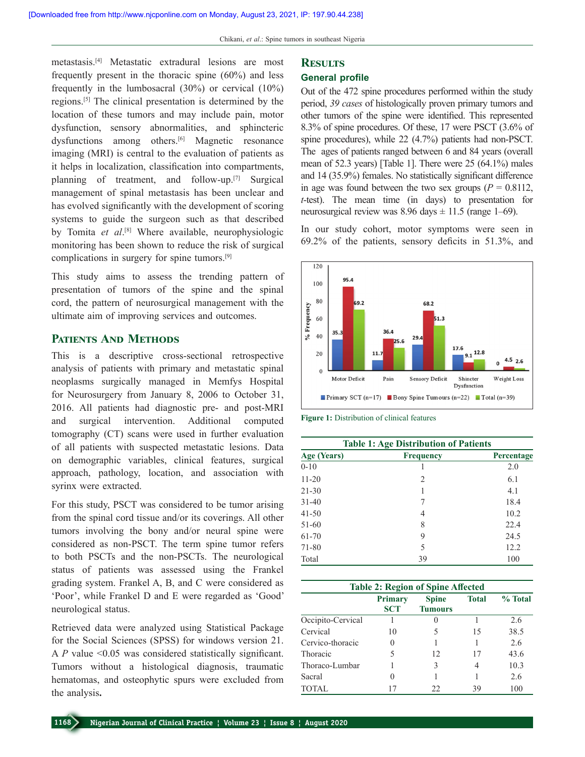metastasis.[4] Metastatic extradural lesions are most frequently present in the thoracic spine (60%) and less frequently in the lumbosacral (30%) or cervical (10%) regions.[5] The clinical presentation is determined by the location of these tumors and may include pain, motor dysfunction, sensory abnormalities, and sphincteric dysfunctions among others.[6] Magnetic resonance imaging (MRI) is central to the evaluation of patients as it helps in localization, classification into compartments, planning of treatment, and follow-up.[7] Surgical management of spinal metastasis has been unclear and has evolved significantly with the development of scoring systems to guide the surgeon such as that described by Tomita *et al*.[8] Where available, neurophysiologic monitoring has been shown to reduce the risk of surgical complications in surgery for spine tumors.[9]

This study aims to assess the trending pattern of presentation of tumors of the spine and the spinal cord, the pattern of neurosurgical management with the ultimate aim of improving services and outcomes.

## Patients And Methods

This is a descriptive cross-sectional retrospective analysis of patients with primary and metastatic spinal neoplasms surgically managed in Memfys Hospital for Neurosurgery from January 8, 2006 to October 31, 2016. All patients had diagnostic pre- and post-MRI and surgical intervention. Additional computed tomography (CT) scans were used in further evaluation of all patients with suspected metastatic lesions. Data on demographic variables, clinical features, surgical approach, pathology, location, and association with syrinx were extracted.

For this study, PSCT was considered to be tumor arising from the spinal cord tissue and/or its coverings. All other tumors involving the bony and/or neural spine were considered as non-PSCT. The term spine tumor refers to both PSCTs and the non-PSCTs. The neurological status of patients was assessed using the Frankel grading system. Frankel A, B, and C were considered as 'Poor', while Frankel D and E were regarded as 'Good' neurological status.

Retrieved data were analyzed using Statistical Package for the Social Sciences (SPSS) for windows version 21. A $P$ value <0.05 was considered statistically significant. Tumors without a histological diagnosis, traumatic hematomas, and osteophytic spurs were excluded from the analysis.

## Results

### General profile

Out of the 472 spine procedures performed within the study period, *39 cases* of histologically proven primary tumors and other tumors of the spine were identified. This represented 8.3% of spine procedures. Of these, 17 were PSCT (3.6% of spine procedures), while 22 (4.7%) patients had non-PSCT. The ages of patients ranged between 6 and 84 years (overall mean of 52.3 years) [Table 1]. There were 25 (64.1%) males and 14 (35.9%) females. No statistically significant difference in age was found between the two sex groups ($P$ = 0.8112, $t$-test). The mean time (in days) to presentation for neurosurgical review was 8.96 days ± 11.5 (range 1–69).

In our study cohort, motor symptoms were seen in 69.2% of the patients, sensory deficits in 51.3%, and

| | Motor Deficit | Pain | Sensory Deficit | Shincter Dysfunction | Weight Loss |
|---|---|---|---|---|---|
| Primary SCT (n=17) | 35.3 | 11.7 | 29.4 | 17.6 | 0 |
| Bony Spine Tumours (n=22) | 95.4 | 36.4 | 68.2 | 9.1 | 4.5 |
| Total (n=39) | 69.2 | 25.6 | 51.3 | 12.8 | 2.6 |

**Figure 1:** Distribution of clinical features

**Table 1: Age Distribution of Patients**

| Age (Years) | Frequency | Percentage |
|---|---|---|
| 0-10 | 1 | 2.0 |
| 11-20 | 2 | 6.1 |
| 21-30 | 1 | 4.1 |
| 31-40 | 7 | 18.4 |
| 41-50 | 4 | 10.2 |
| 51-60 | 8 | 22.4 |
| 61-70 | 9 | 24.5 |
| 71-80 | 5 | 12.2 |
| Total | 39 | 100 |

**Table 2: Region of Spine Affected**

| | Primary SCT | Spine Tumours | Total | % Total |
|---|---|---|---|---|
| Occipito-Cervical | 1 | 0 | 1 | 2.6 |
| Cervical | 10 | 5 | 15 | 38.5 |
| Cervico-thoracic | 0 | 1 | 1 | 2.6 |
| Thoracic | 5 | 12 | 17 | 43.6 |
| Thoraco-Lumbar | 1 | 3 | 4 | 10.3 |
| Sacral | 0 | 1 | 1 | 2.6 |
| TOTAL | 17 | 22 | 39 | 100 |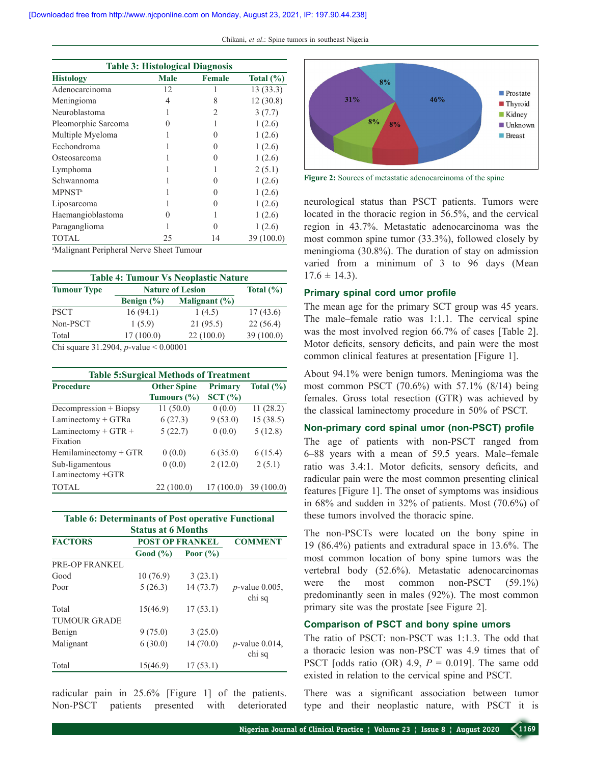**Table 3: Histological Diagnosis**

| Histology | Male | Female | Total (%) |
|---|---|---|---|
| Adenocarcinoma | 12 | 1 | 13 (33.3) |
| Meningioma | 4 | 8 | 12 (30.8) |
| Neuroblastoma | 1 | 2 | 3 (7.7) |
| Pleomorphic Sarcoma | 0 | 1 | 1 (2.6) |
| Multiple Myeloma | 1 | 0 | 1 (2.6) |
| Ecchondroma | 1 | 0 | 1 (2.6) |
| Osteosarcoma | 1 | 0 | 1 (2.6) |
| Lymphoma | 1 | 1 | 2 (5.1) |
| Schwannoma | 1 | 0 | 1 (2.6) |
| MPNST[a] | 1 | 0 | 1 (2.6) |
| Liposarcoma | 1 | 0 | 1 (2.6) |
| Haemangioblastoma | 0 | 1 | 1 (2.6) |
| Paraganglioma | 1 | 0 | 1 (2.6) |
| TOTAL | 25 | 14 | 39 (100.0) |

[a]Malignant Peripheral Nerve Sheet Tumour

**Table 4: Tumour Vs Neoplastic Nature**

| Tumour Type | Nature of Lesion | | Total (%) |
|---|---|---|---|
| | Benign (%) | Malignant (%) | |
| PSCT | 16 (94.1) | 1 (4.5) | 17 (43.6) |
| Non-PSCT | 1 (5.9) | 21 (95.5) | 22 (56.4) |
| Total | 17 (100.0) | 22 (100.0) | 39 (100.0) |

Chi square 31.2904, *p*-value < 0.00001

**Table 5:Surgical Methods of Treatment**

| Procedure | Other Spine Tumours (%) | Primary SCT (%) | Total (%) |
|---|---|---|---|
| Decompression + Biopsy | 11 (50.0) | 0 (0.0) | 11 (28.2) |
| Laminectomy + GTRa | 6 (27.3) | 9 (53.0) | 15 (38.5) |
| Laminectomy + GTR + Fixation | 5 (22.7) | 0 (0.0) | 5 (12.8) |
| Hemilaminectomy + GTR | 0 (0.0) | 6 (35.0) | 6 (15.4) |
| Sub-ligamentous Laminectomy +GTR | 0 (0.0) | 2 (12.0) | 2 (5.1) |
| TOTAL | 22 (100.0) | 17 (100.0) | 39 (100.0) |

**Table 6: Determinants of Post operative Functional Status at 6 Months**

| FACTORS | POST OP FRANKEL | | COMMENT |
|---|---|---|---|
| | Good (%) | Poor (%) | |
| PRE-OP FRANKEL | | | |
| Good | 10 (76.9) | 3 (23.1) | |
| Poor | 5 (26.3) | 14 (73.7) | *p*-value 0.005, chi sq |
| Total | 15(46.9) | 17 (53.1) | |
| TUMOUR GRADE | | | |
| Benign | 9 (75.0) | 3 (25.0) | |
| Malignant | 6 (30.0) | 14 (70.0) | *p*-value 0.014, chi sq |
| Total | 15(46.9) | 17 (53.1) | |

radicular pain in 25.6% [Figure 1] of the patients. Non-PSCT patients presented with deteriorated neurological status than PSCT patients. Tumors were located in the thoracic region in 56.5%, and the cervical region in 43.7%. Metastatic adenocarcinoma was the most common spine tumor (33.3%), followed closely by meningioma (30.8%). The duration of stay on admission varied from a minimum of 3 to 96 days (Mean 17.6 ± 14.3).

Figure 2: Sources of metastatic adenocarcinoma of the spine

### Primary spinal cord umor profile

The mean age for the primary SCT group was 45 years. The male–female ratio was 1:1.1. The cervical spine was the most involved region 66.7% of cases [Table 2]. Motor deficits, sensory deficits, and pain were the most common clinical features at presentation [Figure 1].

About 94.1% were benign tumors. Meningioma was the most common PSCT (70.6%) with 57.1% (8/14) being females. Gross total resection (GTR) was achieved by the classical laminectomy procedure in 50% of PSCT.

### Non-primary cord spinal umor (non-PSCT) profile

The age of patients with non-PSCT ranged from 6–88 years with a mean of 59.5 years. Male–female ratio was 3.4:1. Motor deficits, sensory deficits, and radicular pain were the most common presenting clinical features [Figure 1]. The onset of symptoms was insidious in 68% and sudden in 32% of patients. Most (70.6%) of these tumors involved the thoracic spine.

The non-PSCTs were located on the bony spine in 19 (86.4%) patients and extradural space in 13.6%. The most common location of bony spine tumors was the vertebral body (52.6%). Metastatic adenocarcinomas were the most common non-PSCT (59.1%) predominantly seen in males (92%). The most common primary site was the prostate [see Figure 2].

### Comparison of PSCT and bony spine umors

The ratio of PSCT: non-PSCT was 1:1.3. The odd that a thoracic lesion was non-PSCT was 4.9 times that of PSCT [odds ratio (OR) 4.9, $P = 0.019$]. The same odd existed in relation to the cervical spine and PSCT.

There was a significant association between tumor type and their neoplastic nature, with PSCT it is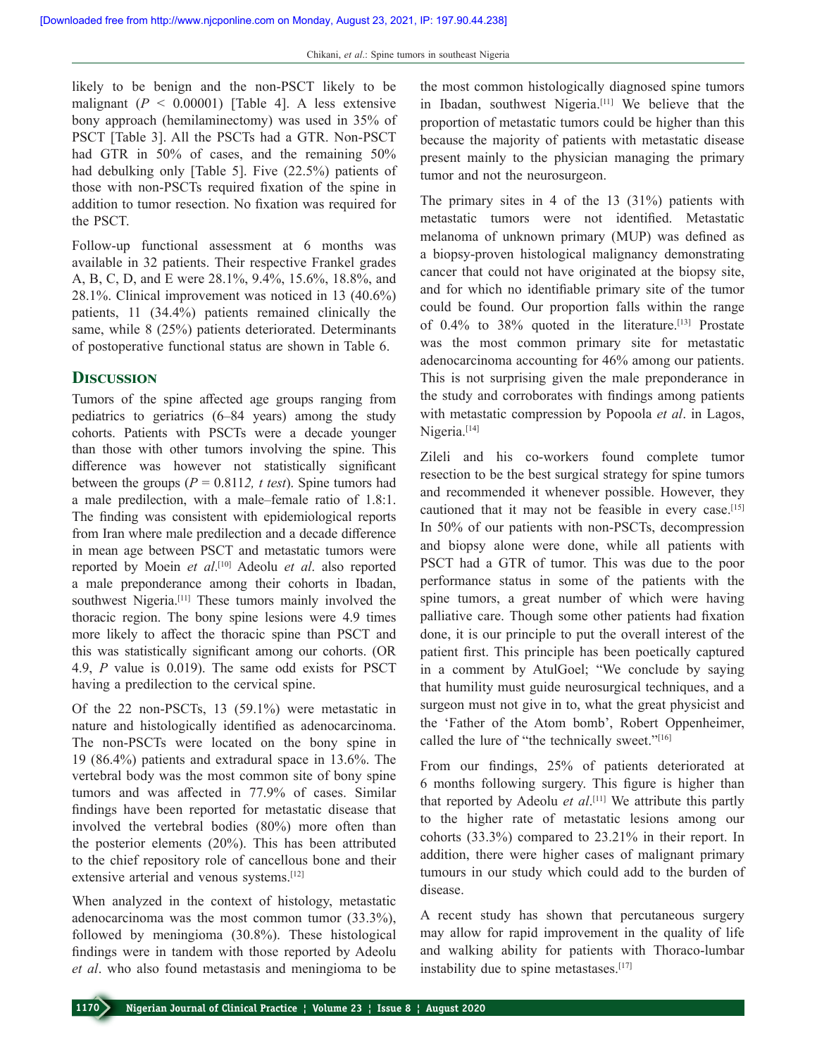likely to be benign and the non-PSCT likely to be malignant ($P < 0.00001$) [Table 4]. A less extensive bony approach (hemilaminectomy) was used in 35% of PSCT [Table 3]. All the PSCTs had a GTR. Non-PSCT had GTR in 50% of cases, and the remaining 50% had debulking only [Table 5]. Five (22.5%) patients of those with non-PSCTs required fixation of the spine in addition to tumor resection. No fixation was required for the PSCT.

Follow-up functional assessment at 6 months was available in 32 patients. Their respective Frankel grades A, B, C, D, and E were 28.1%, 9.4%, 15.6%, 18.8%, and 28.1%. Clinical improvement was noticed in 13 (40.6%) patients, 11 (34.4%) patients remained clinically the same, while 8 (25%) patients deteriorated. Determinants of postoperative functional status are shown in Table 6.

## Discussion

Tumors of the spine affected age groups ranging from pediatrics to geriatrics (6–84 years) among the study cohorts. Patients with PSCTs were a decade younger than those with other tumors involving the spine. This difference was however not statistically significant between the groups ($P = 0.8112$, *t test*). Spine tumors had a male predilection, with a male–female ratio of 1.8:1. The finding was consistent with epidemiological reports from Iran where male predilection and a decade difference in mean age between PSCT and metastatic tumors were reported by Moein *et al*.[10] Adeolu *et al*. also reported a male preponderance among their cohorts in Ibadan, southwest Nigeria.[11] These tumors mainly involved the thoracic region. The bony spine lesions were 4.9 times more likely to affect the thoracic spine than PSCT and this was statistically significant among our cohorts. (OR 4.9, $P$ value is 0.019). The same odd exists for PSCT having a predilection to the cervical spine.

Of the 22 non-PSCTs, 13 (59.1%) were metastatic in nature and histologically identified as adenocarcinoma. The non-PSCTs were located on the bony spine in 19 (86.4%) patients and extradural space in 13.6%. The vertebral body was the most common site of bony spine tumors and was affected in 77.9% of cases. Similar findings have been reported for metastatic disease that involved the vertebral bodies (80%) more often than the posterior elements (20%). This has been attributed to the chief repository role of cancellous bone and their extensive arterial and venous systems.[12]

When analyzed in the context of histology, metastatic adenocarcinoma was the most common tumor (33.3%), followed by meningioma (30.8%). These histological findings were in tandem with those reported by Adeolu *et al*. who also found metastasis and meningioma to be the most common histologically diagnosed spine tumors in Ibadan, southwest Nigeria.[11] We believe that the proportion of metastatic tumors could be higher than this because the majority of patients with metastatic disease present mainly to the physician managing the primary tumor and not the neurosurgeon.

The primary sites in 4 of the 13 (31%) patients with metastatic tumors were not identified. Metastatic melanoma of unknown primary (MUP) was defined as a biopsy-proven histological malignancy demonstrating cancer that could not have originated at the biopsy site, and for which no identifiable primary site of the tumor could be found. Our proportion falls within the range of 0.4% to 38% quoted in the literature.[13] Prostate was the most common primary site for metastatic adenocarcinoma accounting for 46% among our patients. This is not surprising given the male preponderance in the study and corroborates with findings among patients with metastatic compression by Popoola *et al*. in Lagos, Nigeria.[14]

Zileli and his co-workers found complete tumor resection to be the best surgical strategy for spine tumors and recommended it whenever possible. However, they cautioned that it may not be feasible in every case.[15] In 50% of our patients with non-PSCTs, decompression and biopsy alone were done, while all patients with PSCT had a GTR of tumor. This was due to the poor performance status in some of the patients with the spine tumors, a great number of which were having palliative care. Though some other patients had fixation done, it is our principle to put the overall interest of the patient first. This principle has been poetically captured in a comment by AtulGoel; "We conclude by saying that humility must guide neurosurgical techniques, and a surgeon must not give in to, what the great physicist and the 'Father of the Atom bomb', Robert Oppenheimer, called the lure of "the technically sweet.""[16]

From our findings, 25% of patients deteriorated at 6 months following surgery. This figure is higher than that reported by Adeolu *et al*.[11] We attribute this partly to the higher rate of metastatic lesions among our cohorts (33.3%) compared to 23.21% in their report. In addition, there were higher cases of malignant primary tumours in our study which could add to the burden of disease.

A recent study has shown that percutaneous surgery may allow for rapid improvement in the quality of life and walking ability for patients with Thoraco-lumbar instability due to spine metastases.[17]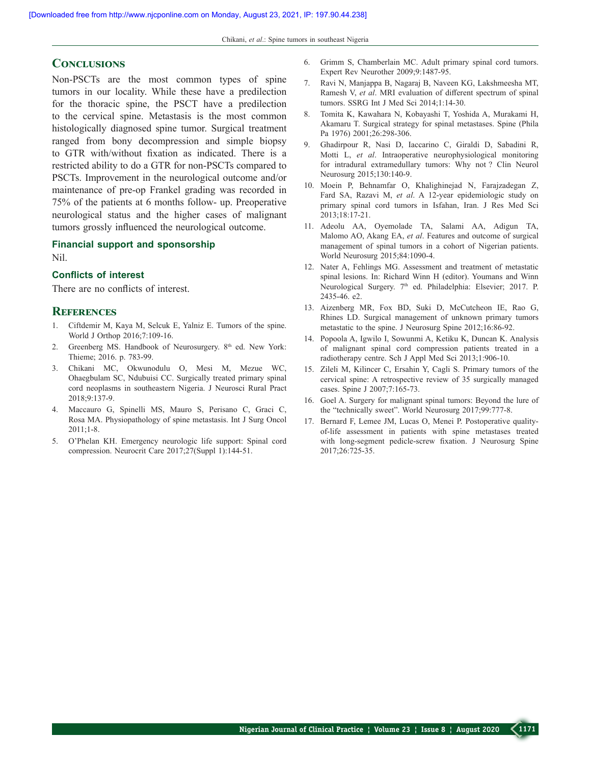## Conclusions

Non-PSCTs are the most common types of spine tumors in our locality. While these have a predilection for the thoracic spine, the PSCT have a predilection to the cervical spine. Metastasis is the most common histologically diagnosed spine tumor. Surgical treatment ranged from bony decompression and simple biopsy to GTR with/without fixation as indicated. There is a restricted ability to do a GTR for non-PSCTs compared to PSCTs. Improvement in the neurological outcome and/or maintenance of pre-op Frankel grading was recorded in 75% of the patients at 6 months follow- up. Preoperative neurological status and the higher cases of malignant tumors grossly influenced the neurological outcome.

### Financial support and sponsorship

Nil.

### Conflicts of interest

There are no conflicts of interest.

## References

1. Ciftdemir M, Kaya M, Selcuk E, Yalniz E. Tumors of the spine. World J Orthop 2016;7:109-16.
2. Greenberg MS. Handbook of Neurosurgery. 8th ed. New York: Thieme; 2016. p. 783-99.
3. Chikani MC, Okwunodulu O, Mesi M, Mezue WC, Ohaegbulam SC, Ndubuisi CC. Surgically treated primary spinal cord neoplasms in southeastern Nigeria. J Neurosci Rural Pract 2018;9:137-9.
4. Maccauro G, Spinelli MS, Mauro S, Perisano C, Graci C, Rosa MA. Physiopathology of spine metastasis. Int J Surg Oncol 2011;1-8.
5. O'Phelan KH. Emergency neurologic life support: Spinal cord compression. Neurocrit Care 2017;27(Suppl 1):144-51.
6. Grimm S, Chamberlain MC. Adult primary spinal cord tumors. Expert Rev Neurother 2009;9:1487-95.
7. Ravi N, Manjappa B, Nagaraj B, Naveen KG, Lakshmeesha MT, Ramesh V, *et al*. MRI evaluation of different spectrum of spinal tumors. SSRG Int J Med Sci 2014;1:14-30.
8. Tomita K, Kawahara N, Kobayashi T, Yoshida A, Murakami H, Akamaru T. Surgical strategy for spinal metastases. Spine (Phila Pa 1976) 2001;26:298-306.
9. Ghadirpour R, Nasi D, Iaccarino C, Giraldi D, Sabadini R, Motti L, *et al*. Intraoperative neurophysiological monitoring for intradural extramedullary tumors: Why not ? Clin Neurol Neurosurg 2015;130:140-9.
10. Moein P, Behnamfar O, Khalighinejad N, Farajzadegan Z, Fard SA, Razavi M, *et al*. A 12-year epidemiologic study on primary spinal cord tumors in Isfahan, Iran. J Res Med Sci 2013;18:17-21.
11. Adeolu AA, Oyemolade TA, Salami AA, Adigun TA, Malomo AO, Akang EA, *et al*. Features and outcome of surgical management of spinal tumors in a cohort of Nigerian patients. World Neurosurg 2015;84:1090-4.
12. Nater A, Fehlings MG. Assessment and treatment of metastatic spinal lesions. In: Richard Winn H (editor). Youmans and Winn Neurological Surgery. 7th ed. Philadelphia: Elsevier; 2017. P. 2435-46. e2.
13. Aizenberg MR, Fox BD, Suki D, McCutcheon IE, Rao G, Rhines LD. Surgical management of unknown primary tumors metastatic to the spine. J Neurosurg Spine 2012;16:86-92.
14. Popoola A, Igwilo I, Sowunmi A, Ketiku K, Duncan K. Analysis of malignant spinal cord compression patients treated in a radiotherapy centre. Sch J Appl Med Sci 2013;1:906-10.
15. Zileli M, Kilincer C, Ersahin Y, Cagli S. Primary tumors of the cervical spine: A retrospective review of 35 surgically managed cases. Spine J 2007;7:165-73.
16. Goel A. Surgery for malignant spinal tumors: Beyond the lure of the "technically sweet". World Neurosurg 2017;99:777-8.
17. Bernard F, Lemee JM, Lucas O, Menei P. Postoperative quality-of-life assessment in patients with spine metastases treated with long-segment pedicle-screw fixation. J Neurosurg Spine 2017;26:725-35.